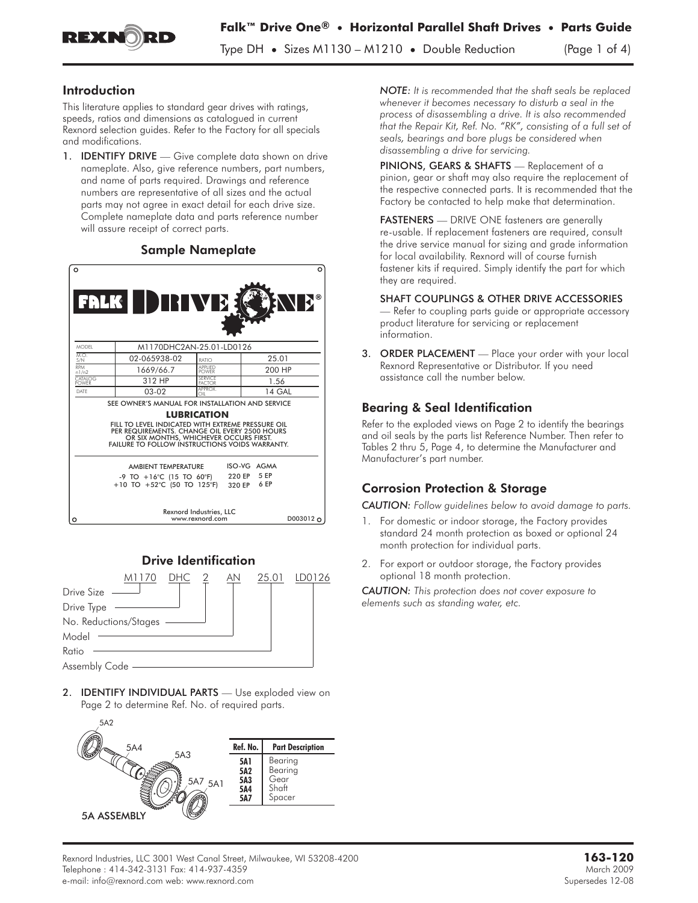# Falk™ Drive One® • Horizontal Parallel Shaft Drives • Parts Guide

Type DH • Sizes M1130 – M1210 • Double Reduction

## Introduction

This literature applies to standard gear drives with ratings, speeds, ratios and dimensions as catalogued in current Rexnord selection guides. Refer to the Factory for all specials and modifications.

1. **IDENTIFY DRIVE** — Give complete data shown on drive nameplate. Also, give reference numbers, part numbers, and name of parts required. Drawings and reference numbers are representative of all sizes and the actual parts may not agree in exact detail for each drive size. Complete nameplate data and parts reference number will assure receipt of correct parts.

### Sample Nameplate

FALK DRIVE ONE®

| MODEL | M1170DHC2AN-25.01-LD0126 | | |
|---|---|---|---|
| M.O. S/N | 02-065938-02 | RATIO | 25.01 |
| RPM n1/n2 | 1669/66.7 | APPLIED POWER | 200 HP |
| CATALOG POWER | 312 HP | SERVICE FACTOR | 1.56 |
| DATE | 03-02 | APPROX. OIL | 14 GAL |

SEE OWNER'S MANUAL FOR INSTALLATION AND SERVICE

**LUBRICATION**

FILL TO LEVEL INDICATED WITH EXTREME PRESSURE OIL PER REQUIREMENTS. CHANGE OIL EVERY 2500 HOURS OR SIX MONTHS, WHICHEVER OCCURS FIRST. FAILURE TO FOLLOW INSTRUCTIONS VOIDS WARRANTY.

| AMBIENT TEMPERATURE | ISO-VG | AGMA |
|---|---|---|
| -9 TO +16°C (15 TO 60°F) | 220 EP | 5 EP |
| +10 TO +52°C (50 TO 125°F) | 320 EP | 6 EP |

Rexnord Industries, LLC
www.rexnord.com
D003012

### Drive Identification

M1170 DHC 2 AN 25.01 LD0126

- Drive Size — M1170
- Drive Type — DHC
- No. Reductions/Stages — 2
- Model — AN
- Ratio — 25.01
- Assembly Code — LD0126

2. **IDENTIFY INDIVIDUAL PARTS** — Use exploded view on Page 2 to determine Ref. No. of required parts.

5A ASSEMBLY

| Ref. No. | Part Description |
|---|---|
| 5A1 | Bearing |
| 5A2 | Bearing |
| 5A3 | Gear |
| 5A4 | Shaft |
| 5A7 | Spacer |

*NOTE: It is recommended that the shaft seals be replaced whenever it becomes necessary to disturb a seal in the process of disassembling a drive. It is also recommended that the Repair Kit, Ref. No. "RK", consisting of a full set of seals, bearings and bore plugs be considered when disassembling a drive for servicing.*

**PINIONS, GEARS & SHAFTS** — Replacement of a pinion, gear or shaft may also require the replacement of the respective connected parts. It is recommended that the Factory be contacted to help make that determination.

**FASTENERS** — DRIVE ONE fasteners are generally re-usable. If replacement fasteners are required, consult the drive service manual for sizing and grade information for local availability. Rexnord will of course furnish fastener kits if required. Simply identify the part for which they are required.

**SHAFT COUPLINGS & OTHER DRIVE ACCESSORIES** — Refer to coupling parts guide or appropriate accessory product literature for servicing or replacement information.

3. **ORDER PLACEMENT** — Place your order with your local Rexnord Representative or Distributor. If you need assistance call the number below.

## Bearing & Seal Identification

Refer to the exploded views on Page 2 to identify the bearings and oil seals by the parts list Reference Number. Then refer to Tables 2 thru 5, Page 4, to determine the Manufacturer and Manufacturer's part number.

## Corrosion Protection & Storage

*CAUTION: Follow guidelines below to avoid damage to parts.*

1. For domestic or indoor storage, the Factory provides standard 24 month protection as boxed or optional 24 month protection for individual parts.
2. For export or outdoor storage, the Factory provides optional 18 month protection.

*CAUTION: This protection does not cover exposure to elements such as standing water, etc.*

Rexnord Industries, LLC 3001 West Canal Street, Milwaukee, WI 53208-4200
Telephone : 414-342-3131 Fax: 414-937-4359
e-mail: info@rexnord.com web: www.rexnord.com

**163-120**
March 2009
Supersedes 12-08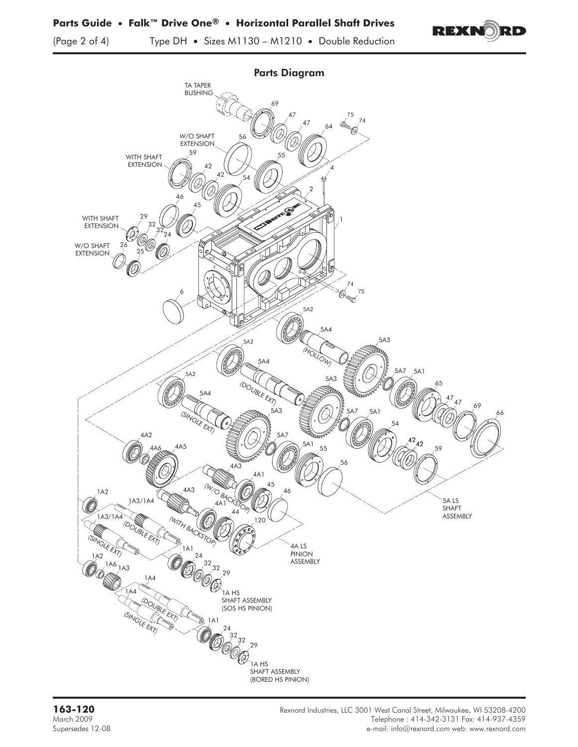## Parts Diagram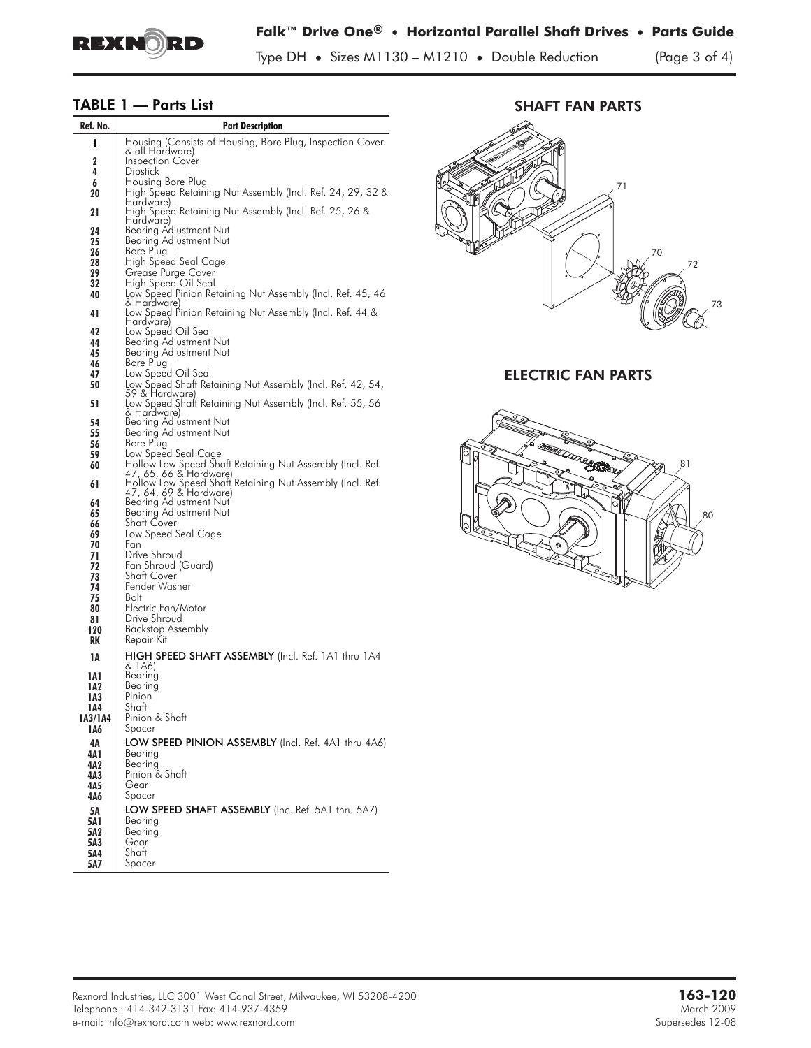## TABLE 1 — Parts List

| Ref. No. | Part Description |
|---|---|
| 1 | Housing (Consists of Housing, Bore Plug, Inspection Cover & all Hardware) |
| 2 | Inspection Cover |
| 4 | Dipstick |
| 6 | Housing Bore Plug |
| 20 | High Speed Retaining Nut Assembly (Incl. Ref. 24, 29, 32 & Hardware) |
| 21 | High Speed Retaining Nut Assembly (Incl. Ref. 25, 26 & Hardware) |
| 24 | Bearing Adjustment Nut |
| 25 | Bearing Adjustment Nut |
| 26 | Bore Plug |
| 28 | High Speed Seal Cage |
| 29 | Grease Purge Cover |
| 32 | High Speed Oil Seal |
| 40 | Low Speed Pinion Retaining Nut Assembly (Incl. Ref. 45, 46 & Hardware) |
| 41 | Low Speed Pinion Retaining Nut Assembly (Incl. Ref. 44 & Hardware) |
| 42 | Low Speed Oil Seal |
| 44 | Bearing Adjustment Nut |
| 45 | Bearing Adjustment Nut |
| 46 | Bore Plug |
| 47 | Low Speed Oil Seal |
| 50 | Low Speed Shaft Retaining Nut Assembly (Incl. Ref. 42, 54, 59 & Hardware) |
| 51 | Low Speed Shaft Retaining Nut Assembly (Incl. Ref. 55, 56 & Hardware) |
| 54 | Bearing Adjustment Nut |
| 55 | Bearing Adjustment Nut |
| 56 | Bore Plug |
| 59 | Low Speed Seal Cage |
| 60 | Hollow Low Speed Shaft Retaining Nut Assembly (Incl. Ref. 47, 65, 66 & Hardware) |
| 61 | Hollow Low Speed Shaft Retaining Nut Assembly (Incl. Ref. 47, 64, 69 & Hardware) |
| 64 | Bearing Adjustment Nut |
| 65 | Bearing Adjustment Nut |
| 66 | Shaft Cover |
| 69 | Low Speed Seal Cage |
| 70 | Fan |
| 71 | Drive Shroud |
| 72 | Fan Shroud (Guard) |
| 73 | Shaft Cover |
| 74 | Fender Washer |
| 75 | Bolt |
| 80 | Electric Fan/Motor |
| 81 | Drive Shroud |
| 120 | Backstop Assembly |
| RK | Repair Kit |
| 1A | **HIGH SPEED SHAFT ASSEMBLY** (Incl. Ref. 1A1 thru 1A4 & 1A6) |
| 1A1 | Bearing |
| 1A2 | Bearing |
| 1A3 | Pinion |
| 1A4 | Shaft |
| 1A3/1A4 | Pinion & Shaft |
| 1A6 | Spacer |
| 4A | **LOW SPEED PINION ASSEMBLY** (Incl. Ref. 4A1 thru 4A6) |
| 4A1 | Bearing |
| 4A2 | Bearing |
| 4A3 | Pinion & Shaft |
| 4A5 | Gear |
| 4A6 | Spacer |
| 5A | **LOW SPEED SHAFT ASSEMBLY** (Inc. Ref. 5A1 thru 5A7) |
| 5A1 | Bearing |
| 5A2 | Bearing |
| 5A3 | Gear |
| 5A4 | Shaft |
| 5A7 | Spacer |

## SHAFT FAN PARTS

## ELECTRIC FAN PARTS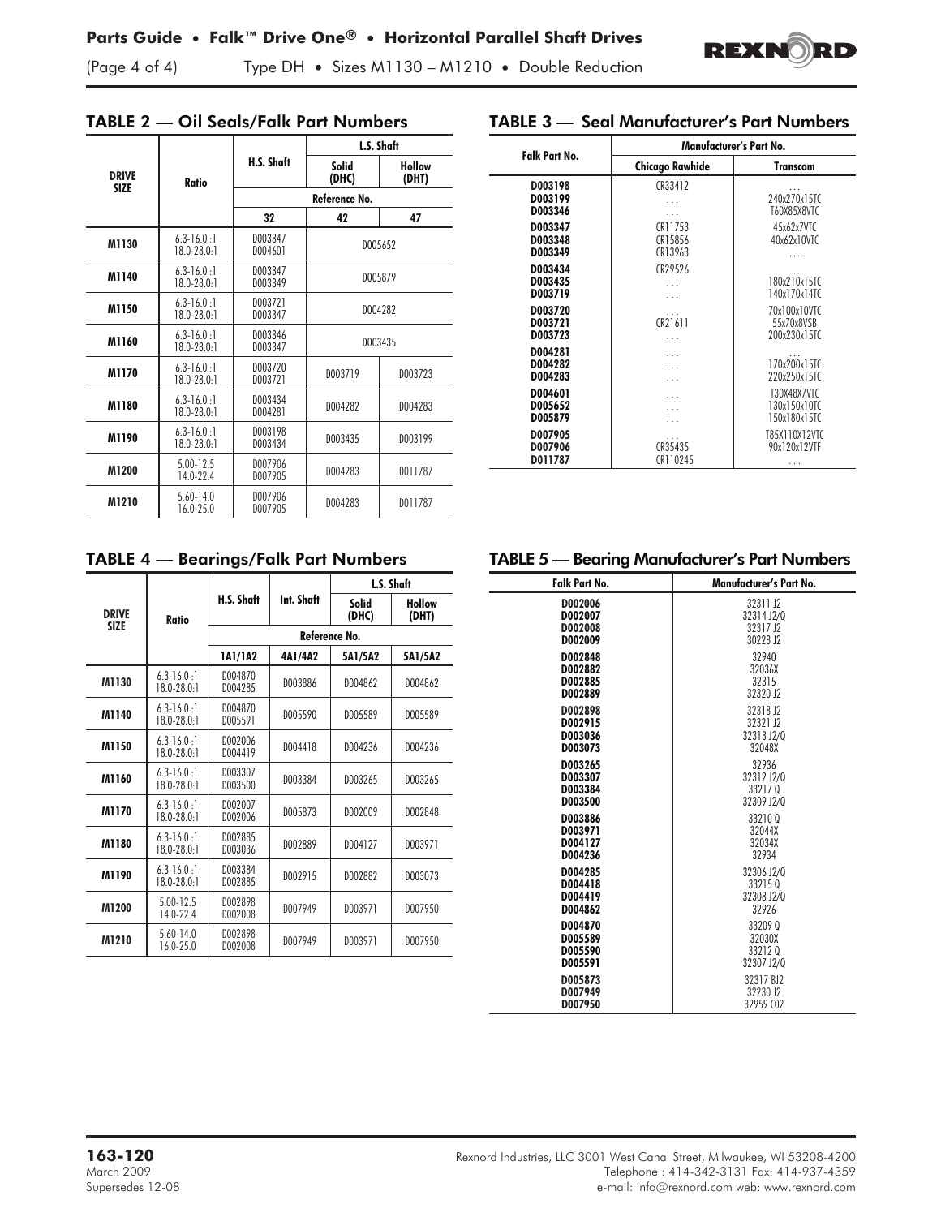## TABLE 2 — Oil Seals/Falk Part Numbers

| DRIVE SIZE | Ratio | H.S. Shaft | L.S. Shaft | |
|---|---|---|---|---|
| | | | Solid (DHC) | Hollow (DHT) |
| | | Reference No. | | |
| | | 32 | 42 | 47 |
| M1130 | 6.3-16.0 :1<br>18.0-28.0:1 | D003347<br>D004601 | D005652 | |
| M1140 | 6.3-16.0 :1<br>18.0-28.0:1 | D003347<br>D003349 | D005879 | |
| M1150 | 6.3-16.0 :1<br>18.0-28.0:1 | D003721<br>D003347 | D004282 | |
| M1160 | 6.3-16.0 :1<br>18.0-28.0:1 | D003346<br>D003347 | D003435 | |
| M1170 | 6.3-16.0 :1<br>18.0-28.0:1 | D003720<br>D003721 | D003719 | D003723 |
| M1180 | 6.3-16.0 :1<br>18.0-28.0:1 | D003434<br>D004281 | D004282 | D004283 |
| M1190 | 6.3-16.0 :1<br>18.0-28.0:1 | D003198<br>D003434 | D003435 | D003199 |
| M1200 | 5.00-12.5<br>14.0-22.4 | D007906<br>D007905 | D004283 | D011787 |
| M1210 | 5.60-14.0<br>16.0-25.0 | D007906<br>D007905 | D004283 | D011787 |

## TABLE 3 — Seal Manufacturer's Part Numbers

| Falk Part No. | Manufacturer's Part No. | |
|---|---|---|
| | Chicago Rawhide | Transcom |
| D003198 | CR33412 | . . . |
| D003199 | . . . | 240x270x15TC |
| D003346 | . . . | T60X85X8VTC |
| D003347 | CR11753 | 45x62x7VTC |
| D003348 | CR15856 | 40x62x10VTC |
| D003349 | CR13963 | . . . |
| D003434 | CR29526 | . . . |
| D003435 | . . . | 180x210x15TC |
| D003719 | . . . | 140x170x14TC |
| D003720 | . . . | 70x100x10VTC |
| D003721 | CR21611 | 55x70x8VSB |
| D003723 | . . . | 200x230x15TC |
| D004281 | . . . | . . . |
| D004282 | . . . | 170x200x15TC |
| D004283 | . . . | 220x250x15TC |
| D004601 | . . . | T30X48X7VTC |
| D005652 | . . . | 130x150x10TC |
| D005879 | . . . | 150x180x15TC |
| D007905 | . . . | T85X110X12VTC |
| D007906 | CR35435 | 90x120x12VTF |
| D011787 | CR110245 | . . . |

## TABLE 4 — Bearings/Falk Part Numbers

| DRIVE SIZE | Ratio | H.S. Shaft | Int. Shaft | L.S. Shaft | |
|---|---|---|---|---|---|
| | | | | Solid (DHC) | Hollow (DHT) |
| | | Reference No. | | | |
| | | 1A1/1A2 | 4A1/4A2 | 5A1/5A2 | 5A1/5A2 |
| M1130 | 6.3-16.0 :1<br>18.0-28.0:1 | D004870<br>D004285 | D003886 | D004862 | D004862 |
| M1140 | 6.3-16.0 :1<br>18.0-28.0:1 | D004870<br>D005591 | D005590 | D005589 | D005589 |
| M1150 | 6.3-16.0 :1<br>18.0-28.0:1 | D002006<br>D004419 | D004418 | D004236 | D004236 |
| M1160 | 6.3-16.0 :1<br>18.0-28.0:1 | D003307<br>D003500 | D003384 | D003265 | D003265 |
| M1170 | 6.3-16.0 :1<br>18.0-28.0:1 | D002007<br>D002006 | D005873 | D002009 | D002848 |
| M1180 | 6.3-16.0 :1<br>18.0-28.0:1 | D002885<br>D003036 | D002889 | D004127 | D003971 |
| M1190 | 6.3-16.0 :1<br>18.0-28.0:1 | D003384<br>D002885 | D002915 | D002882 | D003073 |
| M1200 | 5.00-12.5<br>14.0-22.4 | D002898<br>D002008 | D007949 | D003971 | D007950 |
| M1210 | 5.60-14.0<br>16.0-25.0 | D002898<br>D002008 | D007949 | D003971 | D007950 |

## TABLE 5 — Bearing Manufacturer's Part Numbers

| Falk Part No. | Manufacturer's Part No. |
|---|---|
| D002006 | 32311 J2 |
| D002007 | 32314 J2/Q |
| D002008 | 32317 J2 |
| D002009 | 30228 J2 |
| D002848 | 32940 |
| D002882 | 32036X |
| D002885 | 32315 |
| D002889 | 32320 J2 |
| D002898 | 32318 J2 |
| D002915 | 32321 J2 |
| D003036 | 32313 J2/Q |
| D003073 | 32048X |
| D003265 | 32936 |
| D003307 | 32312 J2/Q |
| D003384 | 33217 Q |
| D003500 | 32309 J2/Q |
| D003886 | 33210 Q |
| D003971 | 32044X |
| D004127 | 32034X |
| D004236 | 32934 |
| D004285 | 32306 J2/Q |
| D004418 | 33215 Q |
| D004419 | 32308 J2/Q |
| D004862 | 32926 |
| D004870 | 33209 Q |
| D005589 | 32030X |
| D005590 | 33212 Q |
| D005591 | 32307 J2/Q |
| D005873 | 32317 BJ2 |
| D007949 | 32230 J2 |
| D007950 | 32959 C02 |

**163-120**
March 2009
Supersedes 12-08

Rexnord Industries, LLC 3001 West Canal Street, Milwaukee, WI 53208-4200
Telephone : 414-342-3131 Fax: 414-937-4359
e-mail: info@rexnord.com web: www.rexnord.com